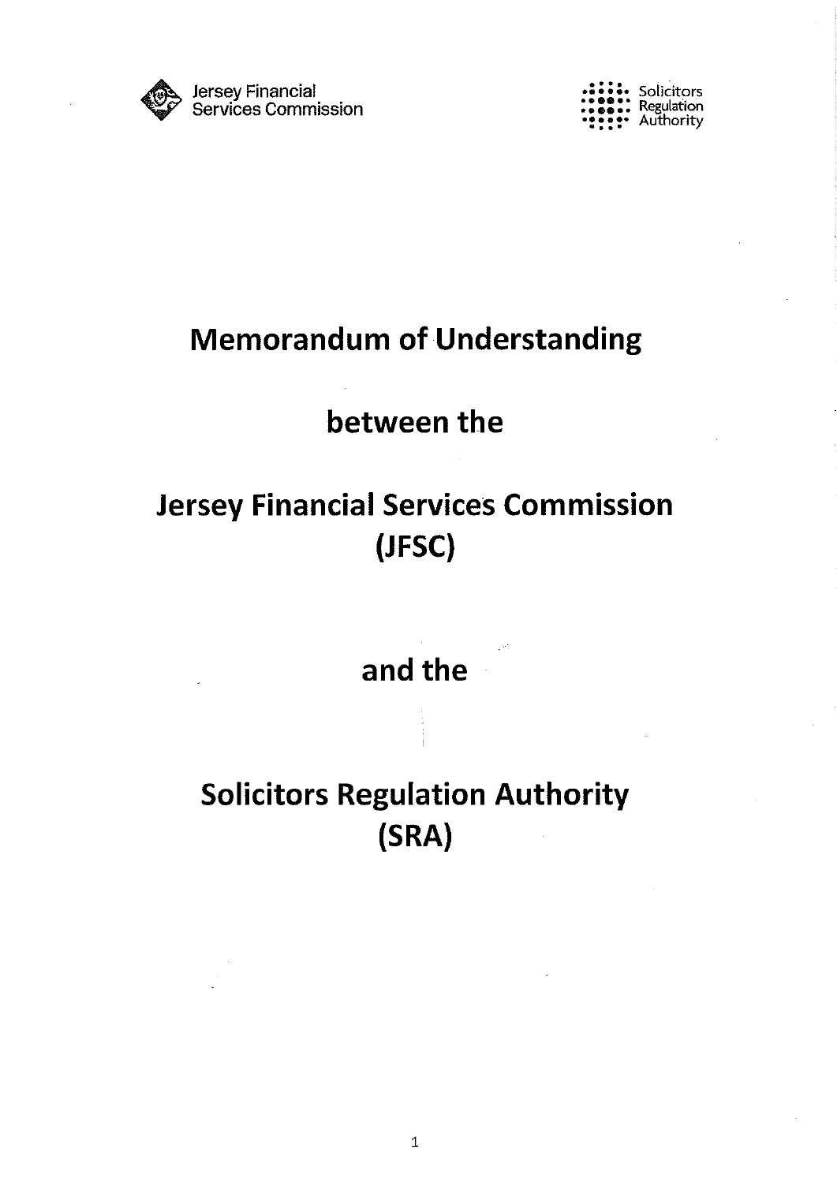Jersey Financial Services Commission

Solicitors Regulation Authority

# Memorandum of Understanding

# between the

# Jersey Financial Services Commission (JFSC)

# and the

# Solicitors Regulation Authority (SRA)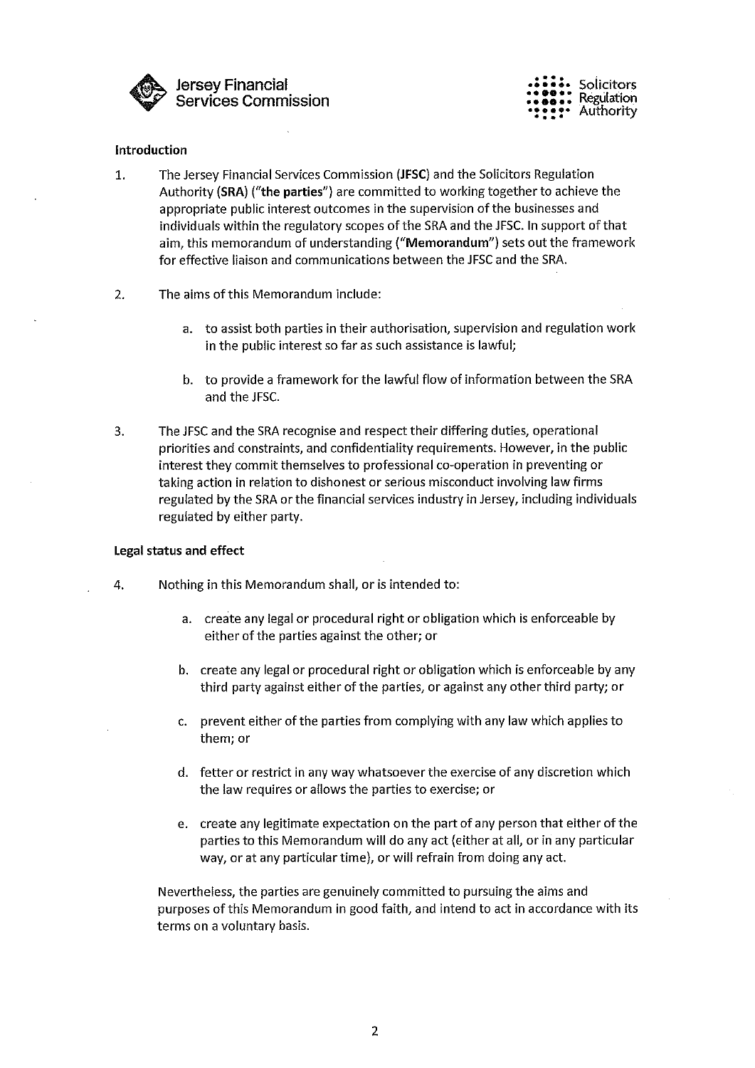Jersey Financial Services Commission

Solicitors Regulation Authority

**Introduction**

1. The Jersey Financial Services Commission (**JFSC**) and the Solicitors Regulation Authority (**SRA**) (**"the parties"**) are committed to working together to achieve the appropriate public interest outcomes in the supervision of the businesses and individuals within the regulatory scopes of the SRA and the JFSC. In support of that aim, this memorandum of understanding (**"Memorandum"**) sets out the framework for effective liaison and communications between the JFSC and the SRA.

2. The aims of this Memorandum include:

   a. to assist both parties in their authorisation, supervision and regulation work in the public interest so far as such assistance is lawful;

   b. to provide a framework for the lawful flow of information between the SRA and the JFSC.

3. The JFSC and the SRA recognise and respect their differing duties, operational priorities and constraints, and confidentiality requirements. However, in the public interest they commit themselves to professional co-operation in preventing or taking action in relation to dishonest or serious misconduct involving law firms regulated by the SRA or the financial services industry in Jersey, including individuals regulated by either party.

**Legal status and effect**

4. Nothing in this Memorandum shall, or is intended to:

   a. create any legal or procedural right or obligation which is enforceable by either of the parties against the other; or

   b. create any legal or procedural right or obligation which is enforceable by any third party against either of the parties, or against any other third party; or

   c. prevent either of the parties from complying with any law which applies to them; or

   d. fetter or restrict in any way whatsoever the exercise of any discretion which the law requires or allows the parties to exercise; or

   e. create any legitimate expectation on the part of any person that either of the parties to this Memorandum will do any act (either at all, or in any particular way, or at any particular time), or will refrain from doing any act.

   Nevertheless, the parties are genuinely committed to pursuing the aims and purposes of this Memorandum in good faith, and intend to act in accordance with its terms on a voluntary basis.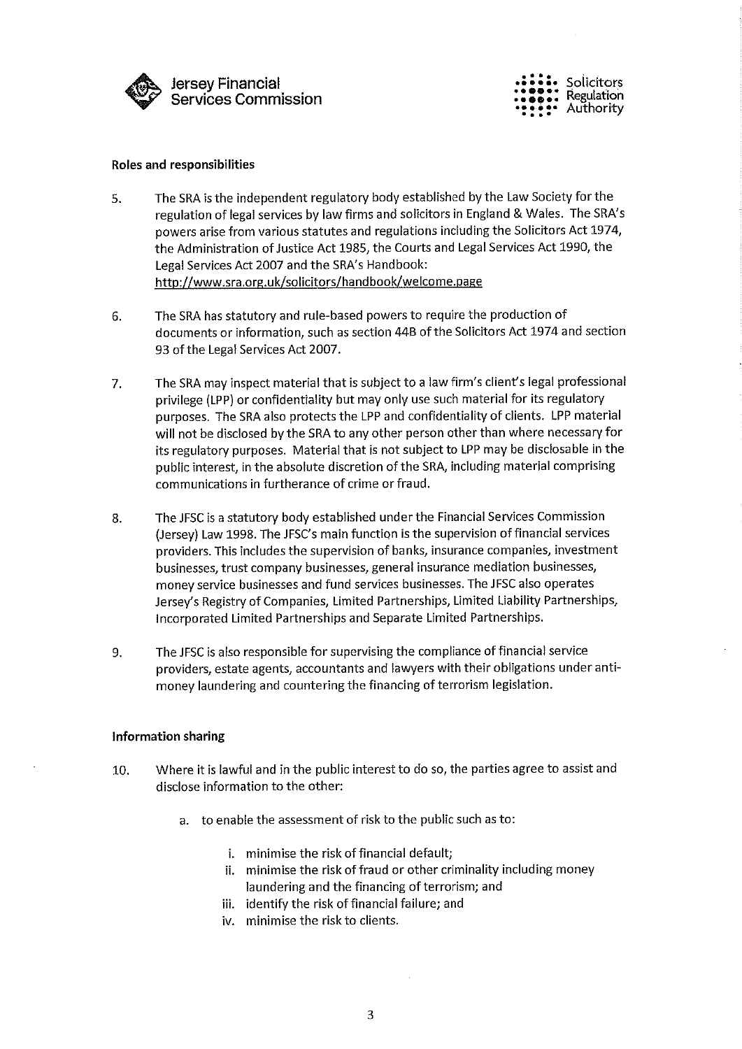**Roles and responsibilities**

5. The SRA is the independent regulatory body established by the Law Society for the regulation of legal services by law firms and solicitors in England & Wales. The SRA's powers arise from various statutes and regulations including the Solicitors Act 1974, the Administration of Justice Act 1985, the Courts and Legal Services Act 1990, the Legal Services Act 2007 and the SRA's Handbook: http://www.sra.org.uk/solicitors/handbook/welcome.page

6. The SRA has statutory and rule-based powers to require the production of documents or information, such as section 44B of the Solicitors Act 1974 and section 93 of the Legal Services Act 2007.

7. The SRA may inspect material that is subject to a law firm's client's legal professional privilege (LPP) or confidentiality but may only use such material for its regulatory purposes. The SRA also protects the LPP and confidentiality of clients. LPP material will not be disclosed by the SRA to any other person other than where necessary for its regulatory purposes. Material that is not subject to LPP may be disclosable in the public interest, in the absolute discretion of the SRA, including material comprising communications in furtherance of crime or fraud.

8. The JFSC is a statutory body established under the Financial Services Commission (Jersey) Law 1998. The JFSC's main function is the supervision of financial services providers. This includes the supervision of banks, insurance companies, investment businesses, trust company businesses, general insurance mediation businesses, money service businesses and fund services businesses. The JFSC also operates Jersey's Registry of Companies, Limited Partnerships, Limited Liability Partnerships, Incorporated Limited Partnerships and Separate Limited Partnerships.

9. The JFSC is also responsible for supervising the compliance of financial service providers, estate agents, accountants and lawyers with their obligations under anti-money laundering and countering the financing of terrorism legislation.

**Information sharing**

10. Where it is lawful and in the public interest to do so, the parties agree to assist and disclose information to the other:

    a. to enable the assessment of risk to the public such as to:

        i. minimise the risk of financial default;
        ii. minimise the risk of fraud or other criminality including money laundering and the financing of terrorism; and
        iii. identify the risk of financial failure; and
        iv. minimise the risk to clients.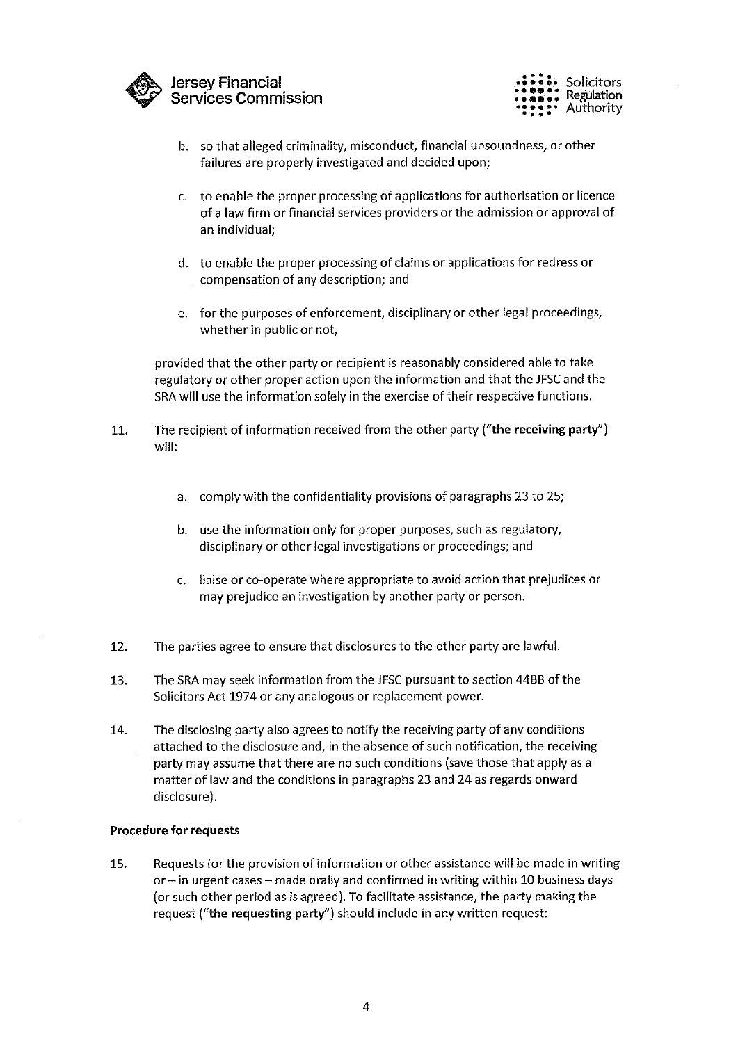b. so that alleged criminality, misconduct, financial unsoundness, or other failures are properly investigated and decided upon;

c. to enable the proper processing of applications for authorisation or licence of a law firm or financial services providers or the admission or approval of an individual;

d. to enable the proper processing of claims or applications for redress or compensation of any description; and

e. for the purposes of enforcement, disciplinary or other legal proceedings, whether in public or not,

provided that the other party or recipient is reasonably considered able to take regulatory or other proper action upon the information and that the JFSC and the SRA will use the information solely in the exercise of their respective functions.

11. The recipient of information received from the other party ("**the receiving party**") will:

    a. comply with the confidentiality provisions of paragraphs 23 to 25;

    b. use the information only for proper purposes, such as regulatory, disciplinary or other legal investigations or proceedings; and

    c. liaise or co-operate where appropriate to avoid action that prejudices or may prejudice an investigation by another party or person.

12. The parties agree to ensure that disclosures to the other party are lawful.

13. The SRA may seek information from the JFSC pursuant to section 44BB of the Solicitors Act 1974 or any analogous or replacement power.

14. The disclosing party also agrees to notify the receiving party of any conditions attached to the disclosure and, in the absence of such notification, the receiving party may assume that there are no such conditions (save those that apply as a matter of law and the conditions in paragraphs 23 and 24 as regards onward disclosure).

**Procedure for requests**

15. Requests for the provision of information or other assistance will be made in writing or – in urgent cases – made orally and confirmed in writing within 10 business days (or such other period as is agreed). To facilitate assistance, the party making the request ("**the requesting party**") should include in any written request: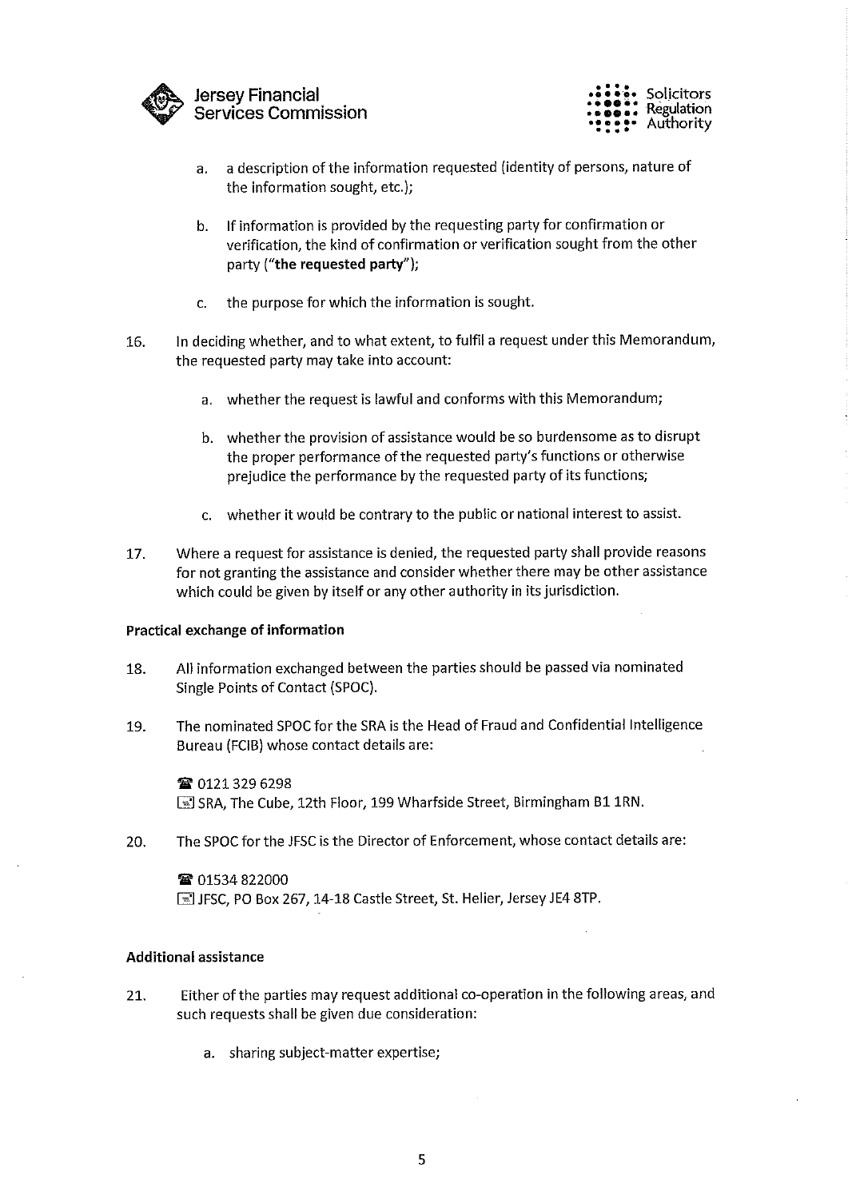a. a description of the information requested (identity of persons, nature of the information sought, etc.);

b. If information is provided by the requesting party for confirmation or verification, the kind of confirmation or verification sought from the other party (**"the requested party"**);

c. the purpose for which the information is sought.

16. In deciding whether, and to what extent, to fulfil a request under this Memorandum, the requested party may take into account:

    a. whether the request is lawful and conforms with this Memorandum;

    b. whether the provision of assistance would be so burdensome as to disrupt the proper performance of the requested party's functions or otherwise prejudice the performance by the requested party of its functions;

    c. whether it would be contrary to the public or national interest to assist.

17. Where a request for assistance is denied, the requested party shall provide reasons for not granting the assistance and consider whether there may be other assistance which could be given by itself or any other authority in its jurisdiction.

**Practical exchange of information**

18. All information exchanged between the parties should be passed via nominated Single Points of Contact (SPOC).

19. The nominated SPOC for the SRA is the Head of Fraud and Confidential Intelligence Bureau (FCIB) whose contact details are:

    ☎ 0121 329 6298
    ✉ SRA, The Cube, 12th Floor, 199 Wharfside Street, Birmingham B1 1RN.

20. The SPOC for the JFSC is the Director of Enforcement, whose contact details are:

    ☎ 01534 822000
    ✉ JFSC, PO Box 267, 14-18 Castle Street, St. Helier, Jersey JE4 8TP.

**Additional assistance**

21. Either of the parties may request additional co-operation in the following areas, and such requests shall be given due consideration:

    a. sharing subject-matter expertise;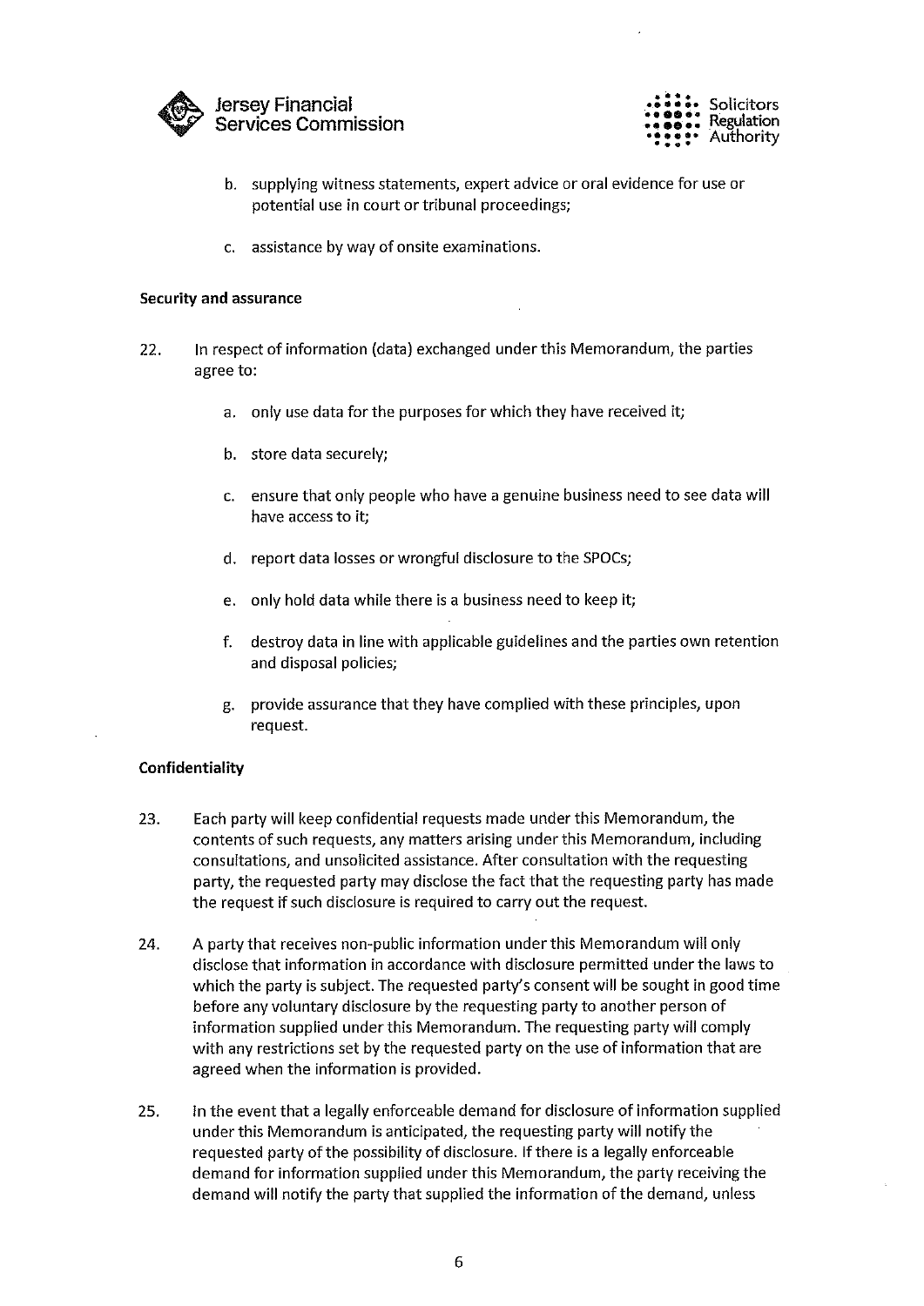b. supplying witness statements, expert advice or oral evidence for use or potential use in court or tribunal proceedings;

c. assistance by way of onsite examinations.

**Security and assurance**

22. In respect of information (data) exchanged under this Memorandum, the parties agree to:

    a. only use data for the purposes for which they have received it;

    b. store data securely;

    c. ensure that only people who have a genuine business need to see data will have access to it;

    d. report data losses or wrongful disclosure to the SPOCs;

    e. only hold data while there is a business need to keep it;

    f. destroy data in line with applicable guidelines and the parties own retention and disposal policies;

    g. provide assurance that they have complied with these principles, upon request.

**Confidentiality**

23. Each party will keep confidential requests made under this Memorandum, the contents of such requests, any matters arising under this Memorandum, including consultations, and unsolicited assistance. After consultation with the requesting party, the requested party may disclose the fact that the requesting party has made the request if such disclosure is required to carry out the request.

24. A party that receives non-public information under this Memorandum will only disclose that information in accordance with disclosure permitted under the laws to which the party is subject. The requested party's consent will be sought in good time before any voluntary disclosure by the requesting party to another person of information supplied under this Memorandum. The requesting party will comply with any restrictions set by the requested party on the use of information that are agreed when the information is provided.

25. In the event that a legally enforceable demand for disclosure of information supplied under this Memorandum is anticipated, the requesting party will notify the requested party of the possibility of disclosure. If there is a legally enforceable demand for information supplied under this Memorandum, the party receiving the demand will notify the party that supplied the information of the demand, unless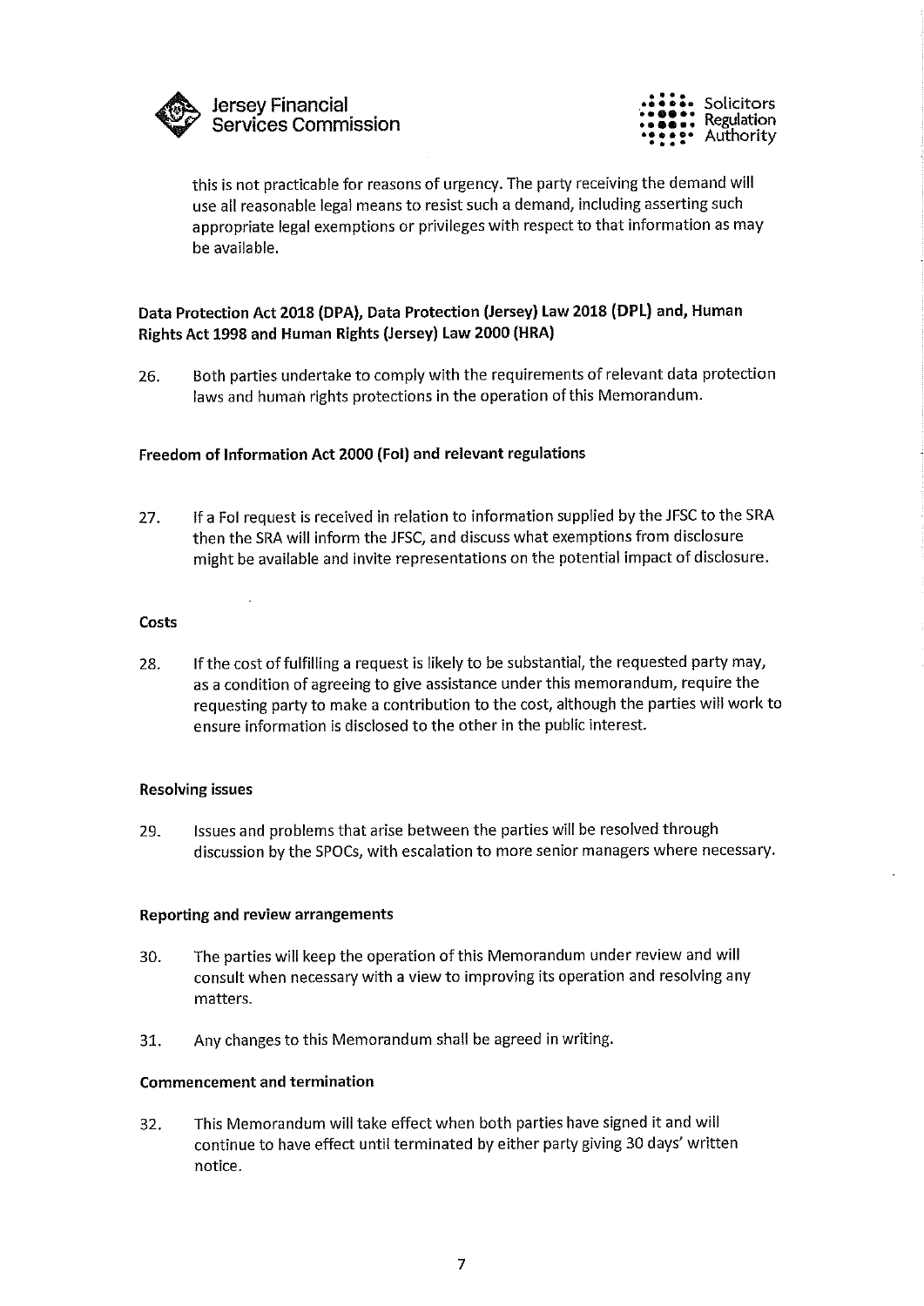this is not practicable for reasons of urgency. The party receiving the demand will use all reasonable legal means to resist such a demand, including asserting such appropriate legal exemptions or privileges with respect to that information as may be available.

**Data Protection Act 2018 (DPA), Data Protection (Jersey) Law 2018 (DPL) and, Human Rights Act 1998 and Human Rights (Jersey) Law 2000 (HRA)**

26. Both parties undertake to comply with the requirements of relevant data protection laws and human rights protections in the operation of this Memorandum.

**Freedom of Information Act 2000 (FoI) and relevant regulations**

27. If a FoI request is received in relation to information supplied by the JFSC to the SRA then the SRA will inform the JFSC, and discuss what exemptions from disclosure might be available and invite representations on the potential impact of disclosure.

**Costs**

28. If the cost of fulfilling a request is likely to be substantial, the requested party may, as a condition of agreeing to give assistance under this memorandum, require the requesting party to make a contribution to the cost, although the parties will work to ensure information is disclosed to the other in the public interest.

**Resolving issues**

29. Issues and problems that arise between the parties will be resolved through discussion by the SPOCs, with escalation to more senior managers where necessary.

**Reporting and review arrangements**

30. The parties will keep the operation of this Memorandum under review and will consult when necessary with a view to improving its operation and resolving any matters.

31. Any changes to this Memorandum shall be agreed in writing.

**Commencement and termination**

32. This Memorandum will take effect when both parties have signed it and will continue to have effect until terminated by either party giving 30 days' written notice.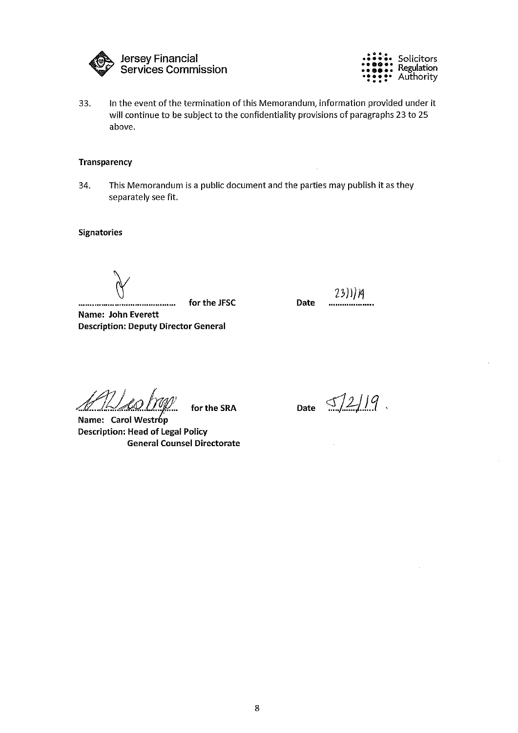33. In the event of the termination of this Memorandum, information provided under it will continue to be subject to the confidentiality provisions of paragraphs 23 to 25 above.

**Transparency**

34. This Memorandum is a public document and the parties may publish it as they separately see fit.

**Signatories**

........................................ for the JFSC    **Date** 23/1/19

**Name: John Everett**
**Description: Deputy Director General**

........................................ for the SRA    **Date** 5/2/19

**Name: Carol Westrop**
**Description: Head of Legal Policy**
**General Counsel Directorate**